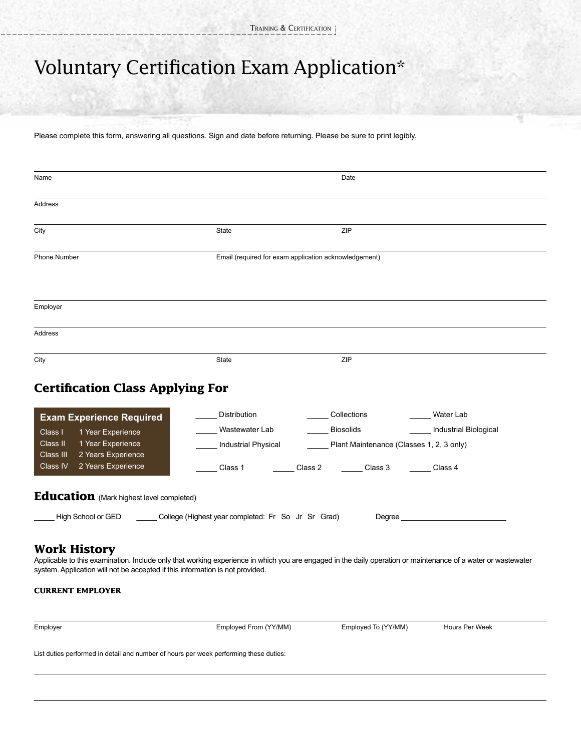# Voluntary Certification Exam Application*

Please complete this form, answering all questions. Sign and date before returning. Please be sure to print legibly.

Name ______________________________ Date ______________

Address ______________________________

City ______________ State ______________ ZIP ______________

Phone Number ______________ Email (required for exam application acknowledgement) ______________________________

Employer ______________________________

Address ______________________________

City ______________ State ______________ ZIP ______________

## Certification Class Applying For

| Exam Experience Required | |
|---|---|
| Class I | 1 Year Experience |
| Class II | 1 Year Experience |
| Class III | 2 Years Experience |
| Class IV | 2 Years Experience |

_____ Distribution _____ Collections _____ Water Lab

_____ Wastewater Lab _____ Biosolids _____ Industrial Biological

_____ Industrial Physical _____ Plant Maintenance (Classes 1, 2, 3 only)

_____ Class 1 _____ Class 2 _____ Class 3 _____ Class 4

## Education (Mark highest level completed)

_____ High School or GED _____ College (Highest year completed: Fr So Jr Sr Grad) Degree __________________________

## Work History

Applicable to this examination. Include only that working experience in which you are engaged in the daily operation or maintenance of a water or wastewater system. Application will not be accepted if this information is not provided.

### CURRENT EMPLOYER

Employer ______________ Employed From (YY/MM) ______________ Employed To (YY/MM) ______________ Hours Per Week ______________

List duties performed in detail and number of hours per week performing these duties:

______________________________________________________________________

______________________________________________________________________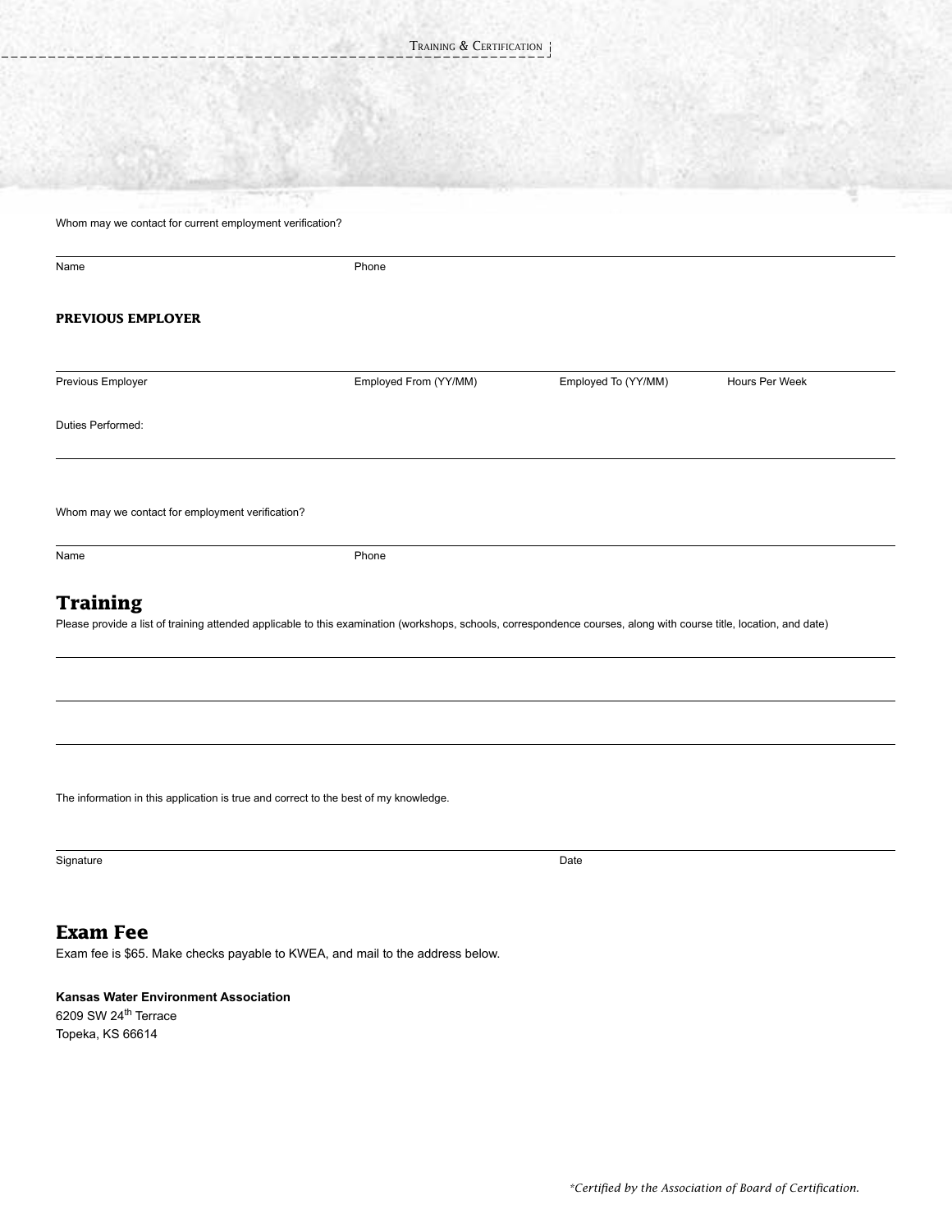Whom may we contact for current employment verification?

Name Phone

**PREVIOUS EMPLOYER**

Previous Employer Employed From (YY/MM) Employed To (YY/MM) Hours Per Week

Duties Performed:

Whom may we contact for employment verification?

Name Phone

## Training

Please provide a list of training attended applicable to this examination (workshops, schools, correspondence courses, along with course title, location, and date)

The information in this application is true and correct to the best of my knowledge.

Signature Date

## Exam Fee

Exam fee is $65. Make checks payable to KWEA, and mail to the address below.

**Kansas Water Environment Association**
6209 SW 24th Terrace
Topeka, KS 66614

*Certified by the Association of Board of Certification.